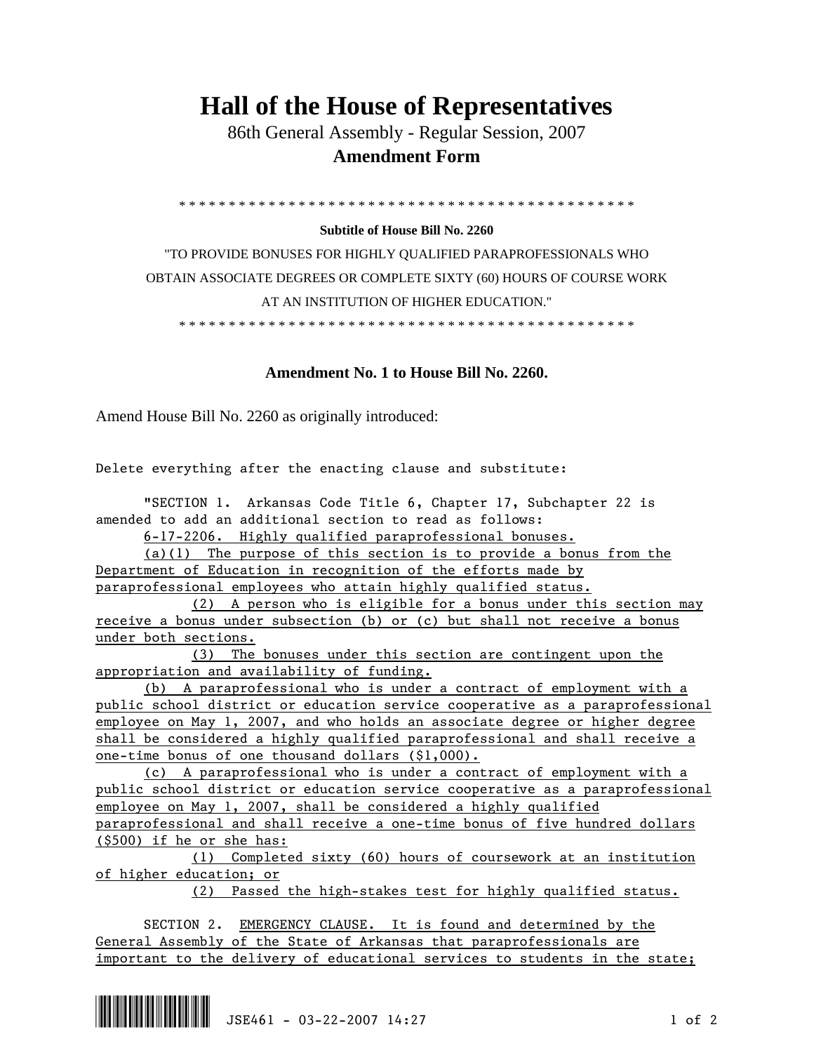# Hall of the House of Representatives

86th General Assembly - Regular Session, 2007

**Amendment Form**

\* \* \* \* \* \* \* \* \* \* \* \* \* \* \* \* \* \* \* \* \* \* \* \* \* \* \* \* \* \* \* \* \* \* \* \* \* \* \* \* \* \* \* \* \* \* \* \*

**Subtitle of House Bill No. 2260**

"TO PROVIDE BONUSES FOR HIGHLY QUALIFIED PARAPROFESSIONALS WHO OBTAIN ASSOCIATE DEGREES OR COMPLETE SIXTY (60) HOURS OF COURSE WORK AT AN INSTITUTION OF HIGHER EDUCATION."

\* \* \* \* \* \* \* \* \* \* \* \* \* \* \* \* \* \* \* \* \* \* \* \* \* \* \* \* \* \* \* \* \* \* \* \* \* \* \* \* \* \* \* \* \* \* \* \*

**Amendment No. 1 to House Bill No. 2260.**

Amend House Bill No. 2260 as originally introduced:

Delete everything after the enacting clause and substitute:

"SECTION 1. Arkansas Code Title 6, Chapter 17, Subchapter 22 is amended to add an additional section to read as follows:

6-17-2206. Highly qualified paraprofessional bonuses.

(a)(1) The purpose of this section is to provide a bonus from the Department of Education in recognition of the efforts made by paraprofessional employees who attain highly qualified status.

(2) A person who is eligible for a bonus under this section may receive a bonus under subsection (b) or (c) but shall not receive a bonus under both sections.

(3) The bonuses under this section are contingent upon the appropriation and availability of funding.

(b) A paraprofessional who is under a contract of employment with a public school district or education service cooperative as a paraprofessional employee on May 1, 2007, and who holds an associate degree or higher degree shall be considered a highly qualified paraprofessional and shall receive a one-time bonus of one thousand dollars ($1,000).

(c) A paraprofessional who is under a contract of employment with a public school district or education service cooperative as a paraprofessional employee on May 1, 2007, shall be considered a highly qualified paraprofessional and shall receive a one-time bonus of five hundred dollars ($500) if he or she has:

(1) Completed sixty (60) hours of coursework at an institution of higher education; or

(2) Passed the high-stakes test for highly qualified status.

SECTION 2. EMERGENCY CLAUSE. It is found and determined by the General Assembly of the State of Arkansas that paraprofessionals are important to the delivery of educational services to students in the state;

JSE461 - 03-22-2007 14:27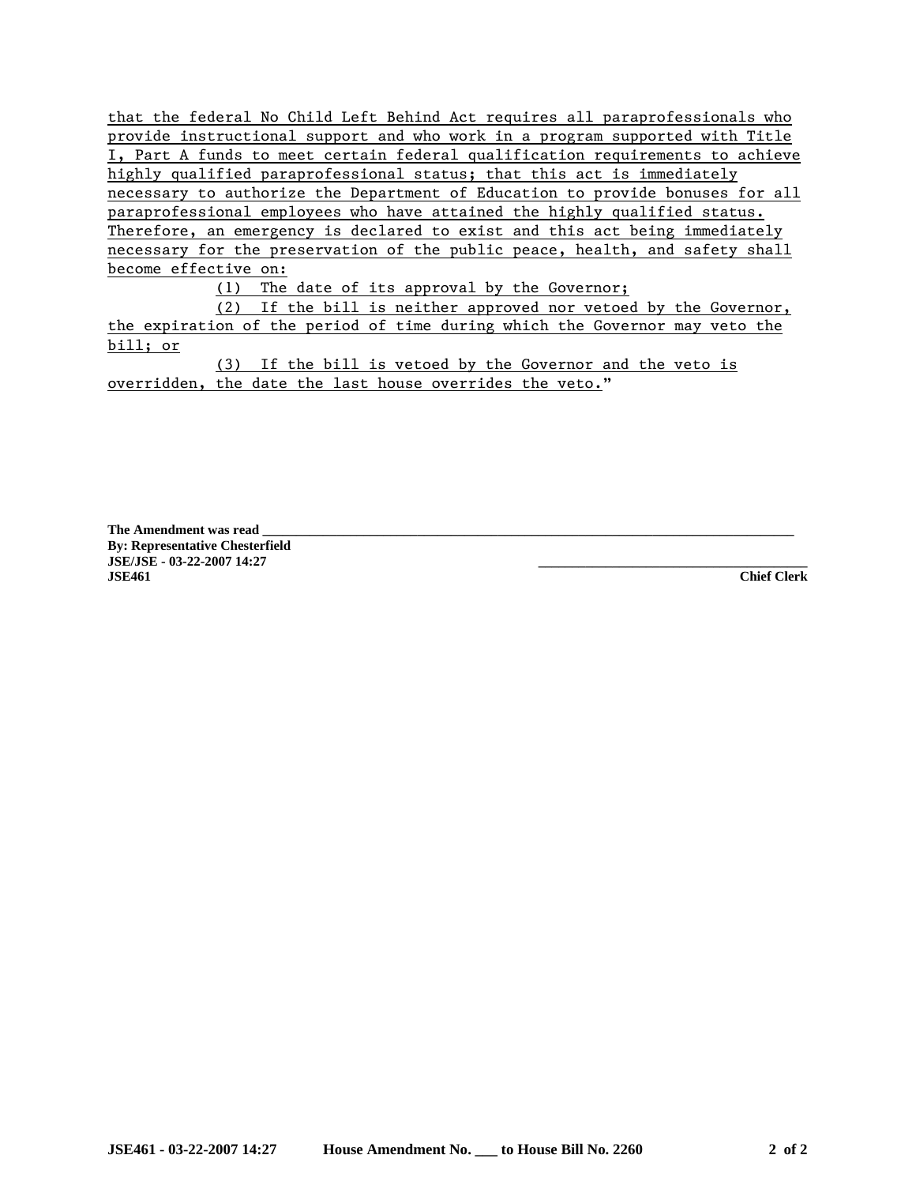that the federal No Child Left Behind Act requires all paraprofessionals who provide instructional support and who work in a program supported with Title I, Part A funds to meet certain federal qualification requirements to achieve highly qualified paraprofessional status; that this act is immediately necessary to authorize the Department of Education to provide bonuses for all paraprofessional employees who have attained the highly qualified status. Therefore, an emergency is declared to exist and this act being immediately necessary for the preservation of the public peace, health, and safety shall become effective on:

(1) The date of its approval by the Governor;

(2) If the bill is neither approved nor vetoed by the Governor, the expiration of the period of time during which the Governor may veto the bill; or

(3) If the bill is vetoed by the Governor and the veto is overridden, the date the last house overrides the veto."

**The Amendment was read** ______________________________

**By: Representative Chesterfield**

**JSE/JSE - 03-22-2007 14:27**

**JSE461**

______________________________

**Chief Clerk**